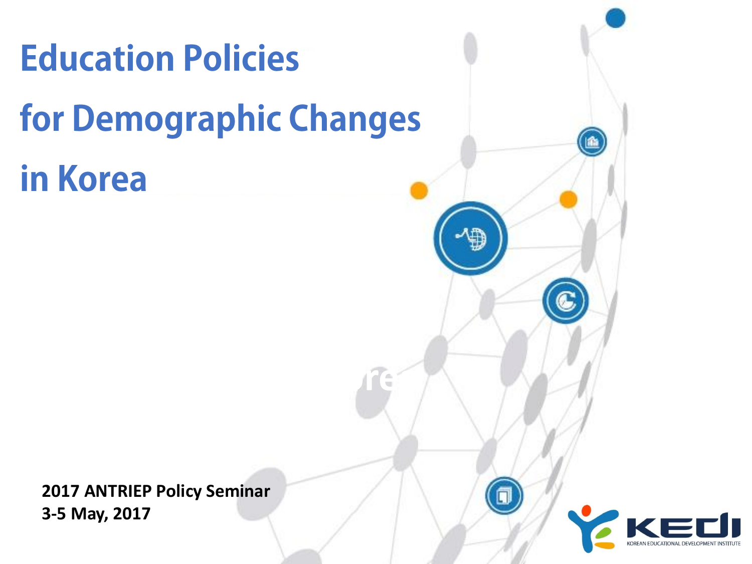# Education Policies for Demographic Changes in Korea

**2017 ANTRIEP Policy Seminar**
**3-5 May, 2017**

KEDI
KOREAN EDUCATIONAL DEVELOPMENT INSTITUTE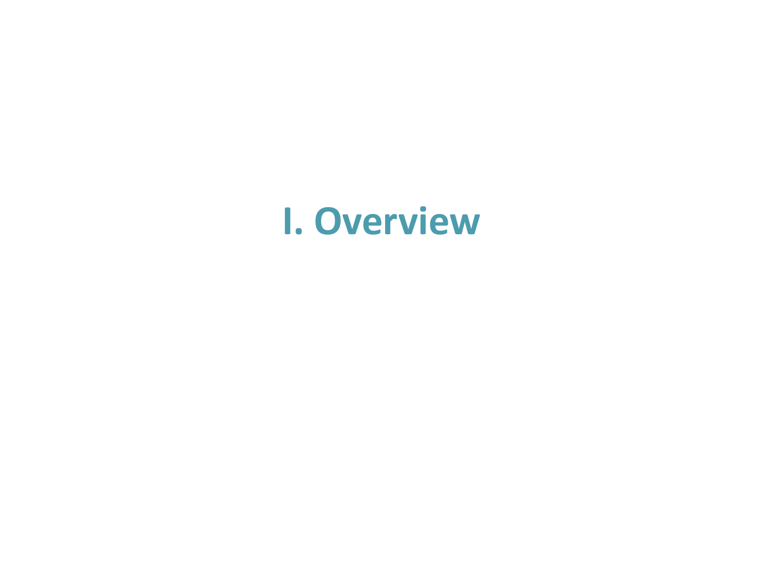# I. Overview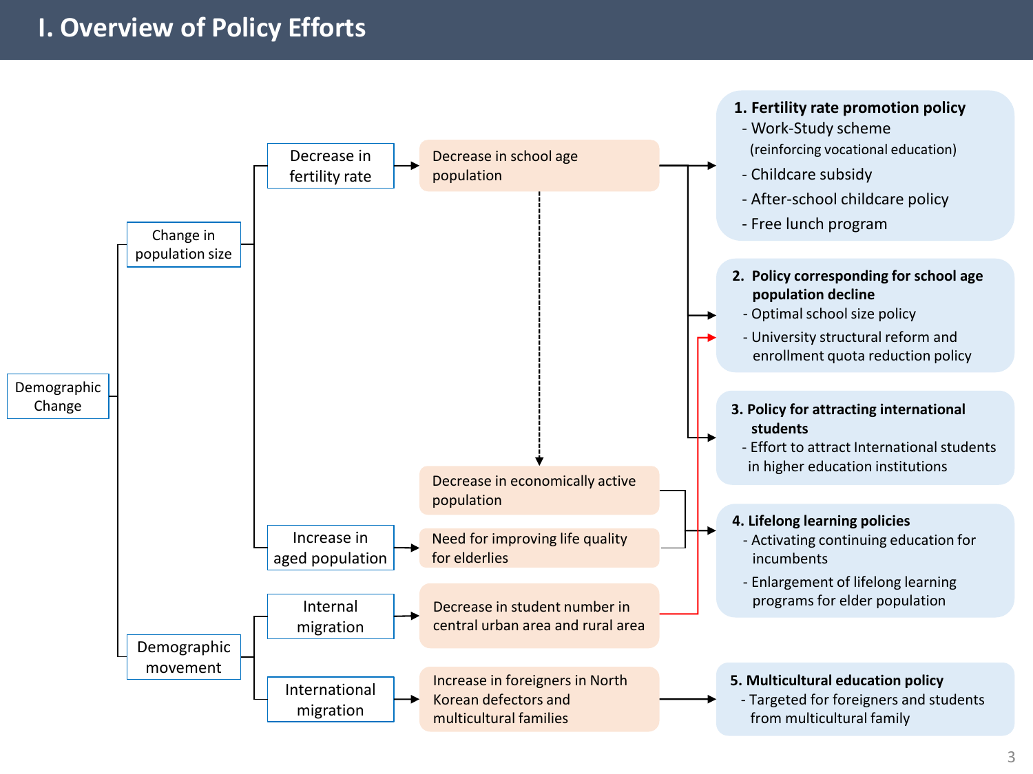# I. Overview of Policy Efforts

- Demographic Change
  - Change in population size
    - Decrease in fertility rate → Decrease in school age population (→ Decrease in economically active population)
    - Increase in aged population → Need for improving life quality for elderlies
  - Demographic movement
    - Internal migration → Decrease in student number in central urban area and rural area
    - International migration → Increase in foreigners in North Korean defectors and multicultural families

**1. Fertility rate promotion policy**
- Work-Study scheme (reinforcing vocational education)
- Childcare subsidy
- After-school childcare policy
- Free lunch program

**2. Policy corresponding for school age population decline**
- Optimal school size policy
- University structural reform and enrollment quota reduction policy

**3. Policy for attracting international students**
- Effort to attract International students in higher education institutions

**4. Lifelong learning policies**
- Activating continuing education for incumbents
- Enlargement of lifelong learning programs for elder population

**5. Multicultural education policy**
- Targeted for foreigners and students from multicultural family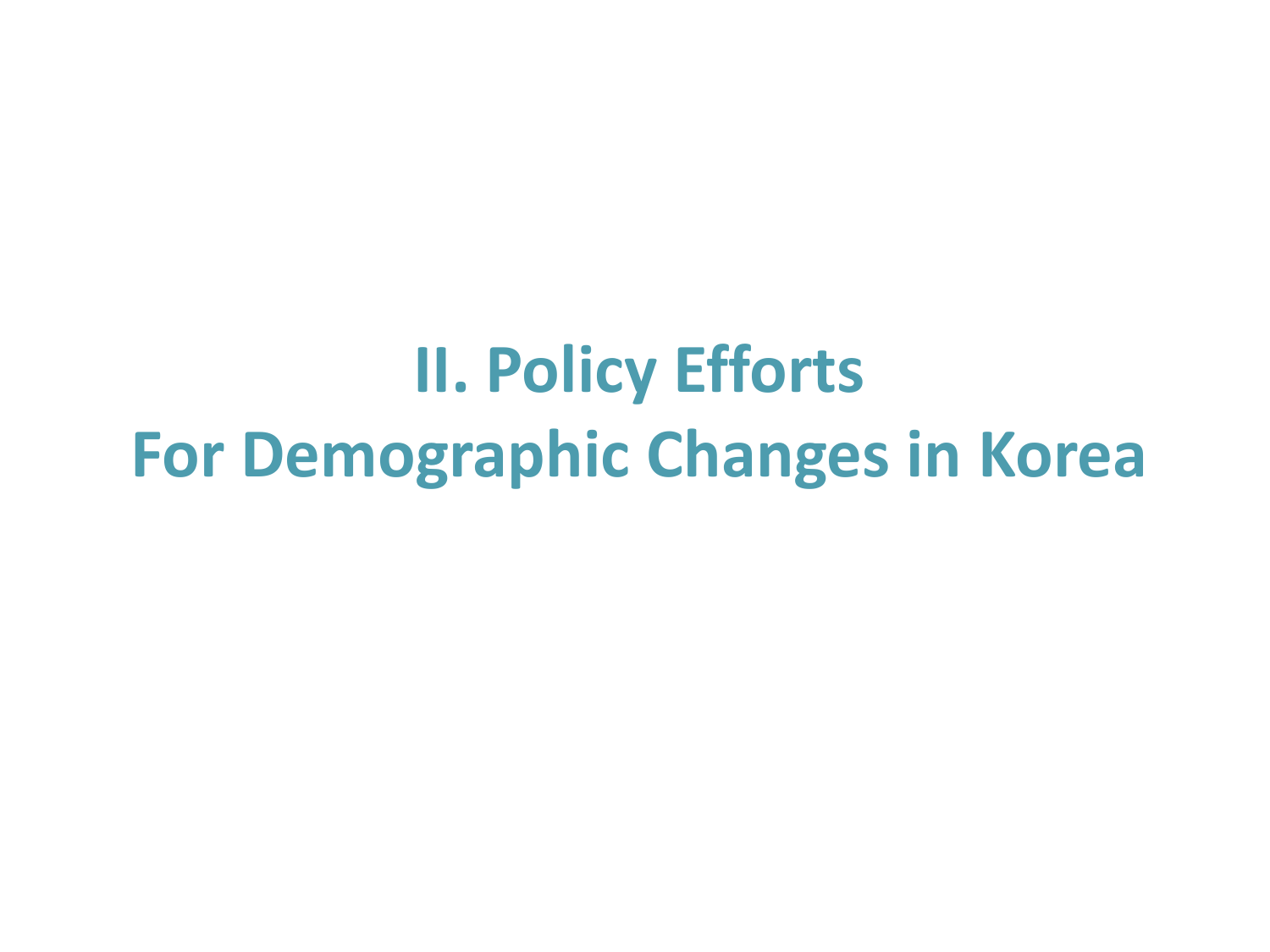# II. Policy Efforts For Demographic Changes in Korea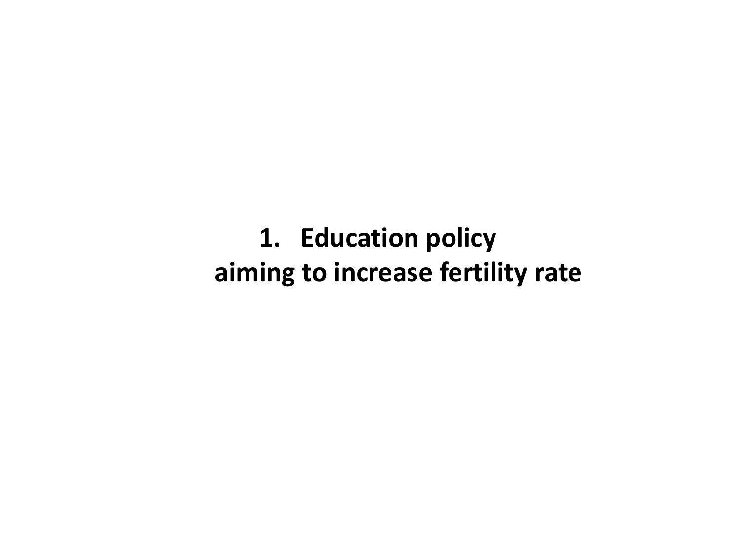# 1. Education policy aiming to increase fertility rate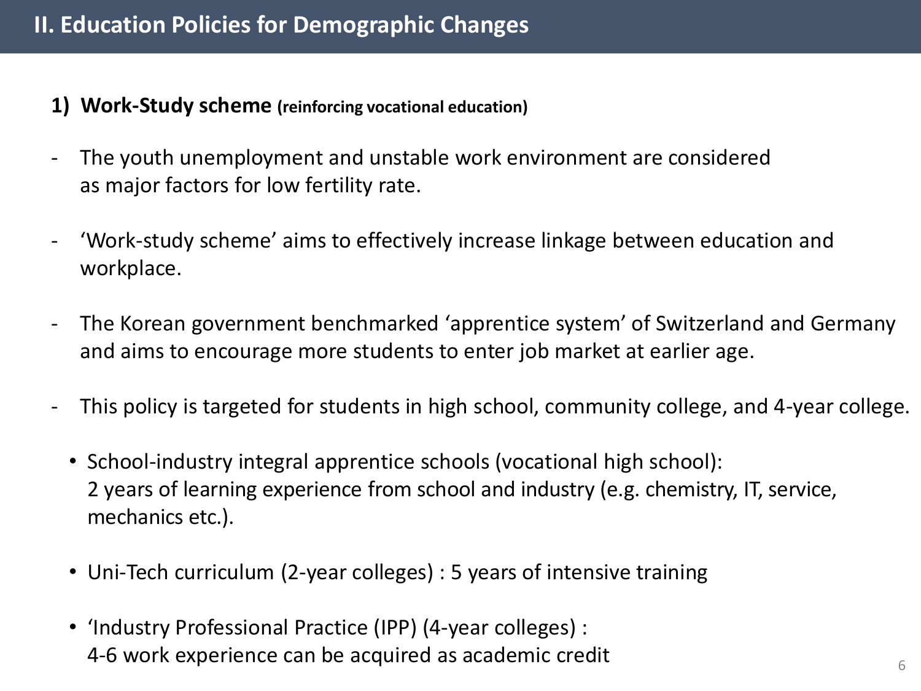## II. Education Policies for Demographic Changes

### 1) Work-Study scheme (reinforcing vocational education)

- The youth unemployment and unstable work environment are considered as major factors for low fertility rate.

- 'Work-study scheme' aims to effectively increase linkage between education and workplace.

- The Korean government benchmarked 'apprentice system' of Switzerland and Germany and aims to encourage more students to enter job market at earlier age.

- This policy is targeted for students in high school, community college, and 4-year college.

  - School-industry integral apprentice schools (vocational high school): 2 years of learning experience from school and industry (e.g. chemistry, IT, service, mechanics etc.).

  - Uni-Tech curriculum (2-year colleges) : 5 years of intensive training

  - 'Industry Professional Practice (IPP) (4-year colleges) : 4-6 work experience can be acquired as academic credit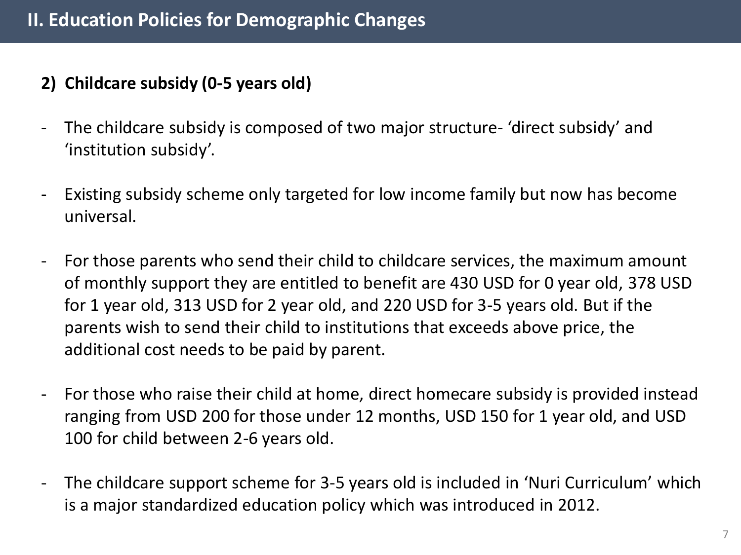## II. Education Policies for Demographic Changes

### 2) Childcare subsidy (0-5 years old)

- The childcare subsidy is composed of two major structure- 'direct subsidy' and 'institution subsidy'.

- Existing subsidy scheme only targeted for low income family but now has become universal.

- For those parents who send their child to childcare services, the maximum amount of monthly support they are entitled to benefit are 430 USD for 0 year old, 378 USD for 1 year old, 313 USD for 2 year old, and 220 USD for 3-5 years old. But if the parents wish to send their child to institutions that exceeds above price, the additional cost needs to be paid by parent.

- For those who raise their child at home, direct homecare subsidy is provided instead ranging from USD 200 for those under 12 months, USD 150 for 1 year old, and USD 100 for child between 2-6 years old.

- The childcare support scheme for 3-5 years old is included in 'Nuri Curriculum' which is a major standardized education policy which was introduced in 2012.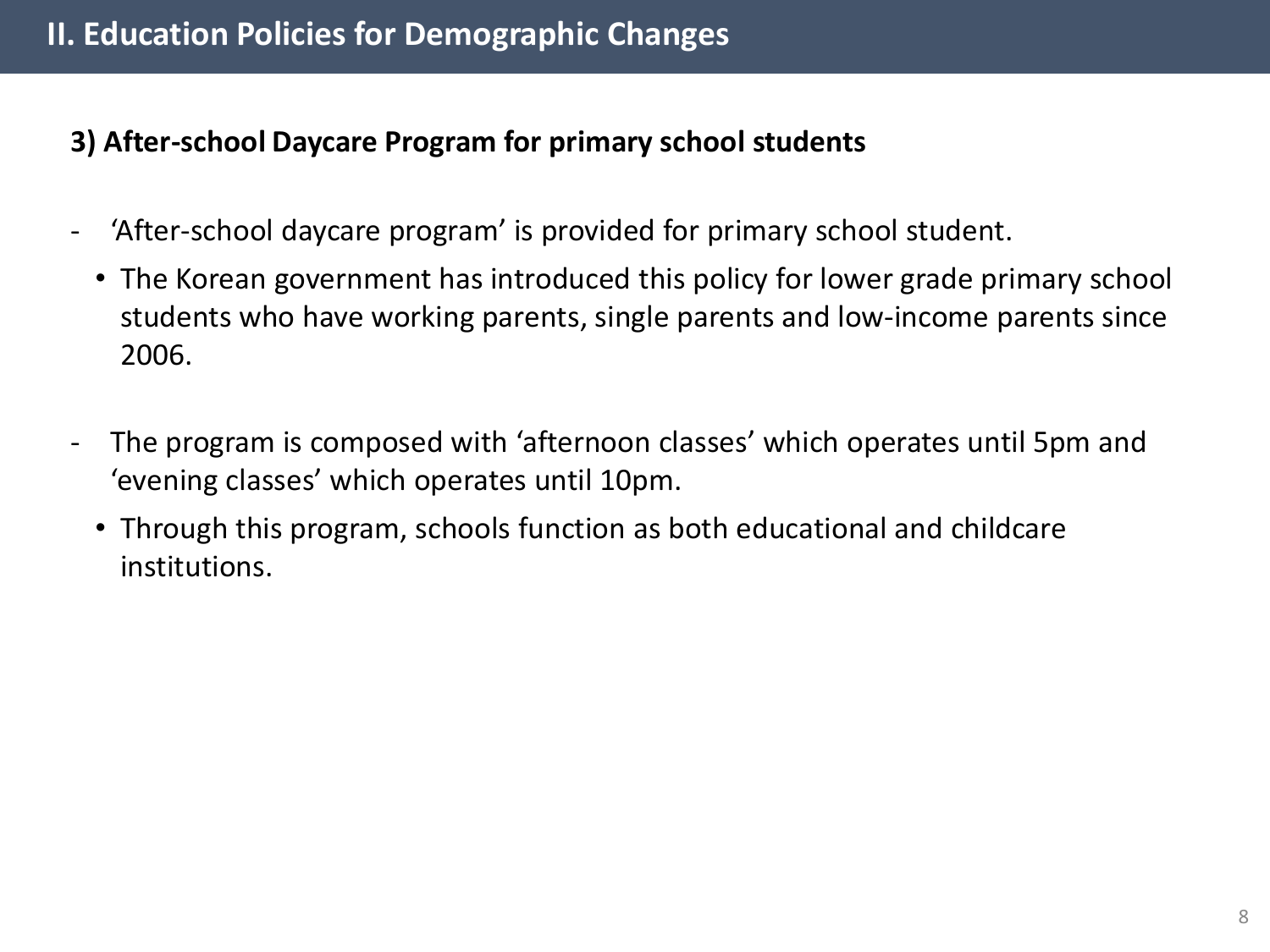## II. Education Policies for Demographic Changes

### 3) After-school Daycare Program for primary school students

- ‘After-school daycare program’ is provided for primary school student.
  - The Korean government has introduced this policy for lower grade primary school students who have working parents, single parents and low-income parents since 2006.

- The program is composed with ‘afternoon classes’ which operates until 5pm and ‘evening classes’ which operates until 10pm.
  - Through this program, schools function as both educational and childcare institutions.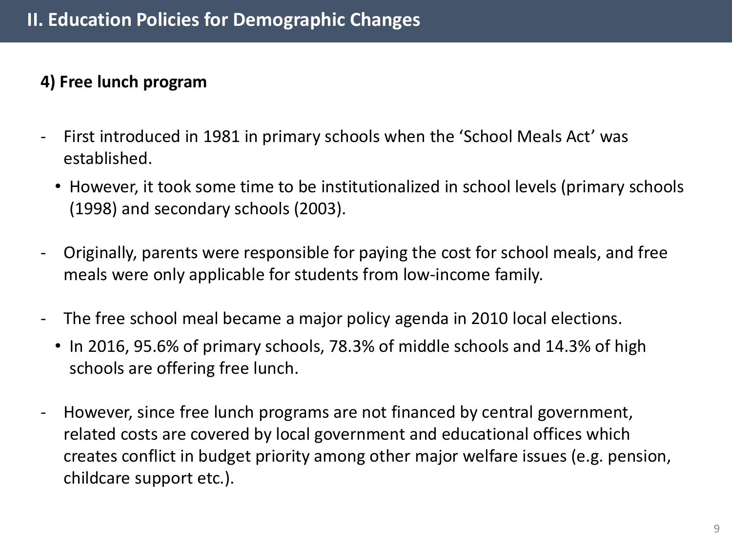## II. Education Policies for Demographic Changes

**4) Free lunch program**

- First introduced in 1981 in primary schools when the 'School Meals Act' was established.
  - However, it took some time to be institutionalized in school levels (primary schools (1998) and secondary schools (2003).
- Originally, parents were responsible for paying the cost for school meals, and free meals were only applicable for students from low-income family.
- The free school meal became a major policy agenda in 2010 local elections.
  - In 2016, 95.6% of primary schools, 78.3% of middle schools and 14.3% of high schools are offering free lunch.
- However, since free lunch programs are not financed by central government, related costs are covered by local government and educational offices which creates conflict in budget priority among other major welfare issues (e.g. pension, childcare support etc.).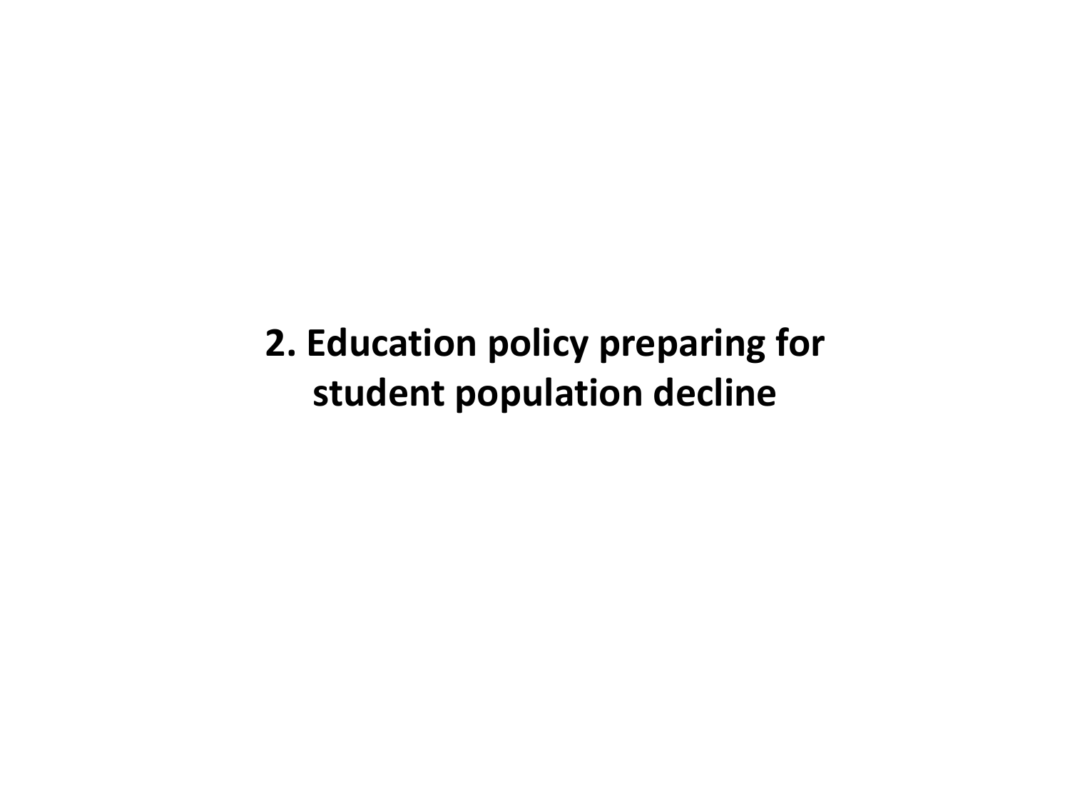# 2. Education policy preparing for student population decline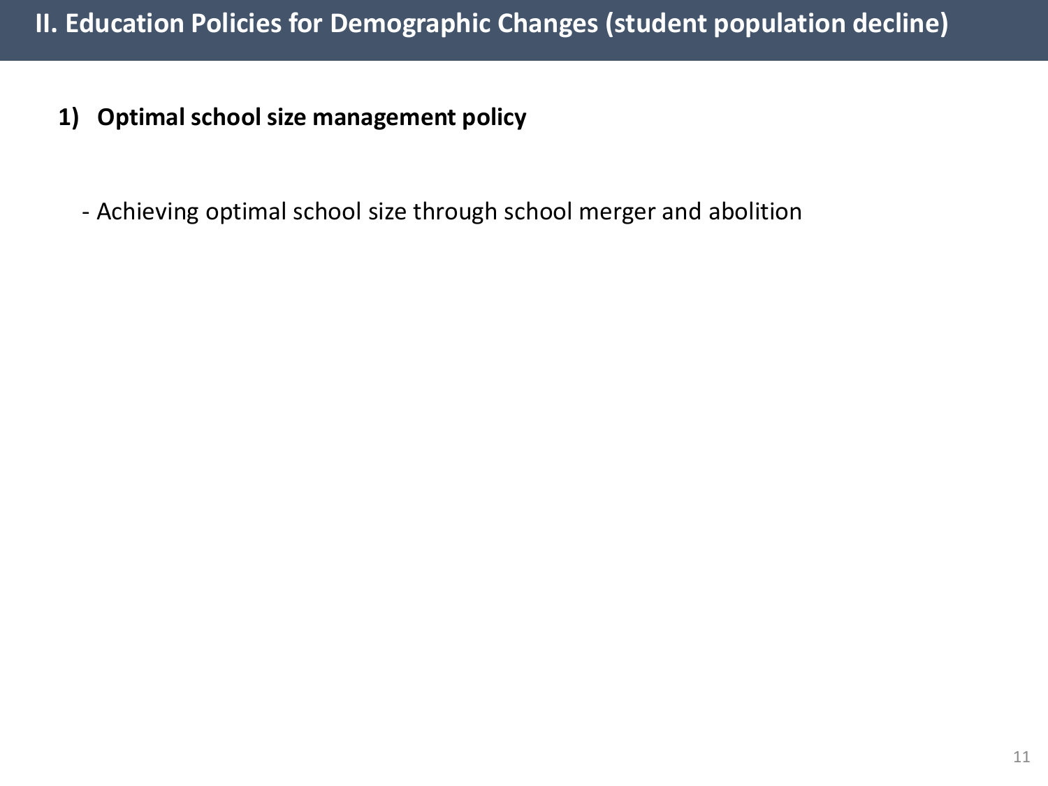## II. Education Policies for Demographic Changes (student population decline)

**1) Optimal school size management policy**

- Achieving optimal school size through school merger and abolition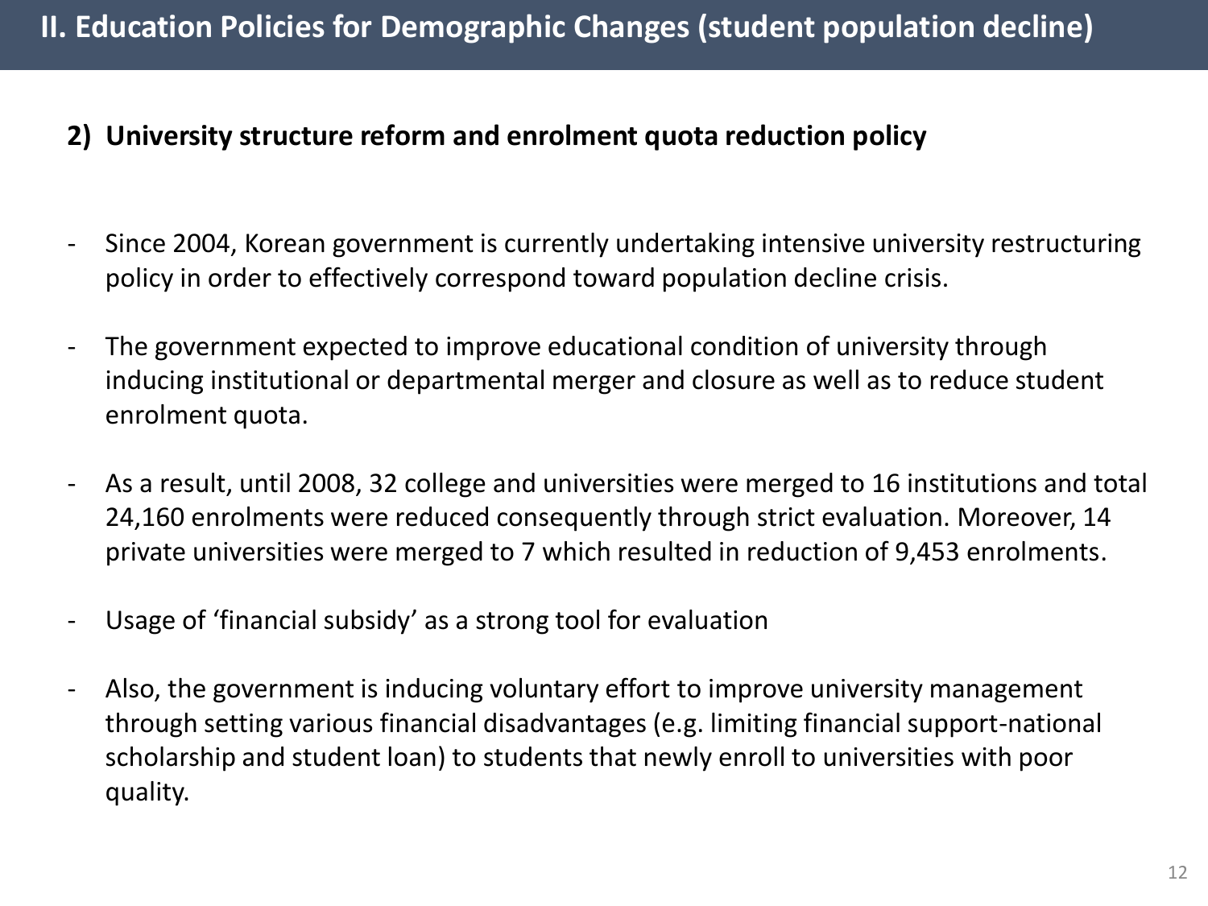# II. Education Policies for Demographic Changes (student population decline)

## 2) University structure reform and enrolment quota reduction policy

- Since 2004, Korean government is currently undertaking intensive university restructuring policy in order to effectively correspond toward population decline crisis.

- The government expected to improve educational condition of university through inducing institutional or departmental merger and closure as well as to reduce student enrolment quota.

- As a result, until 2008, 32 college and universities were merged to 16 institutions and total 24,160 enrolments were reduced consequently through strict evaluation. Moreover, 14 private universities were merged to 7 which resulted in reduction of 9,453 enrolments.

- Usage of 'financial subsidy' as a strong tool for evaluation

- Also, the government is inducing voluntary effort to improve university management through setting various financial disadvantages (e.g. limiting financial support-national scholarship and student loan) to students that newly enroll to universities with poor quality.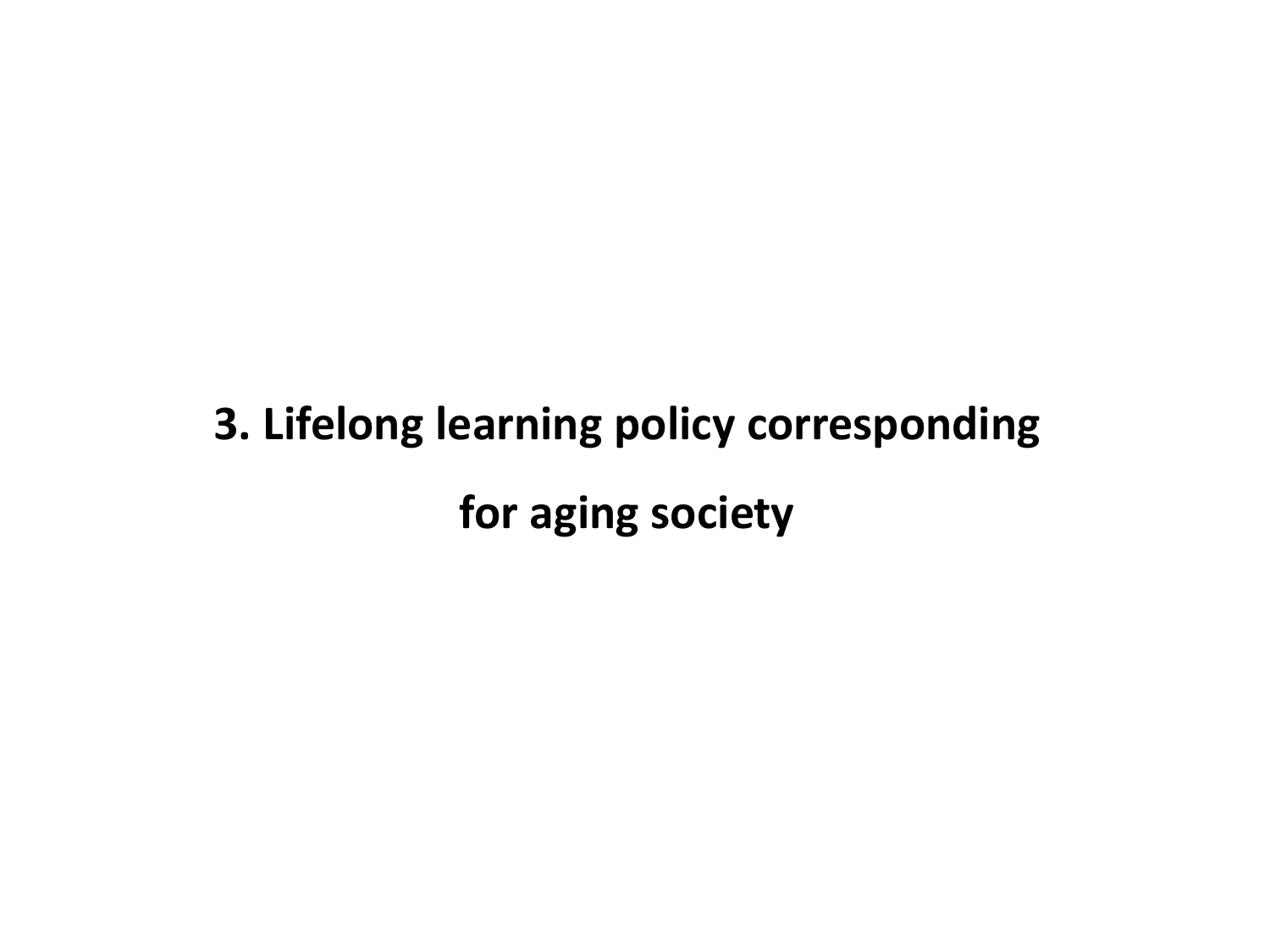# 3. Lifelong learning policy corresponding for aging society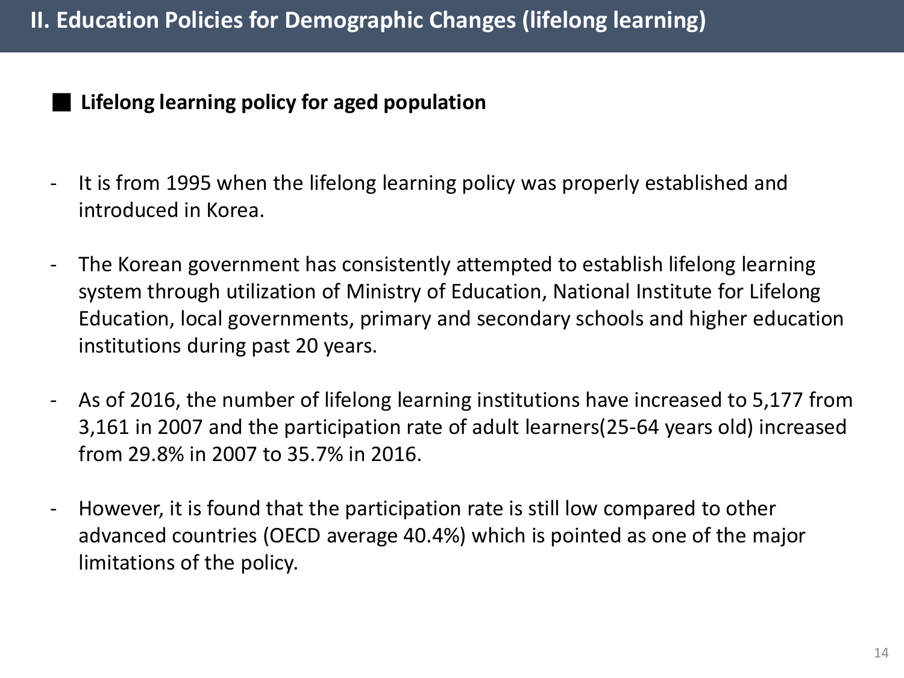## II. Education Policies for Demographic Changes (lifelong learning)

### ■ Lifelong learning policy for aged population

- It is from 1995 when the lifelong learning policy was properly established and introduced in Korea.

- The Korean government has consistently attempted to establish lifelong learning system through utilization of Ministry of Education, National Institute for Lifelong Education, local governments, primary and secondary schools and higher education institutions during past 20 years.

- As of 2016, the number of lifelong learning institutions have increased to 5,177 from 3,161 in 2007 and the participation rate of adult learners(25-64 years old) increased from 29.8% in 2007 to 35.7% in 2016.

- However, it is found that the participation rate is still low compared to other advanced countries (OECD average 40.4%) which is pointed as one of the major limitations of the policy.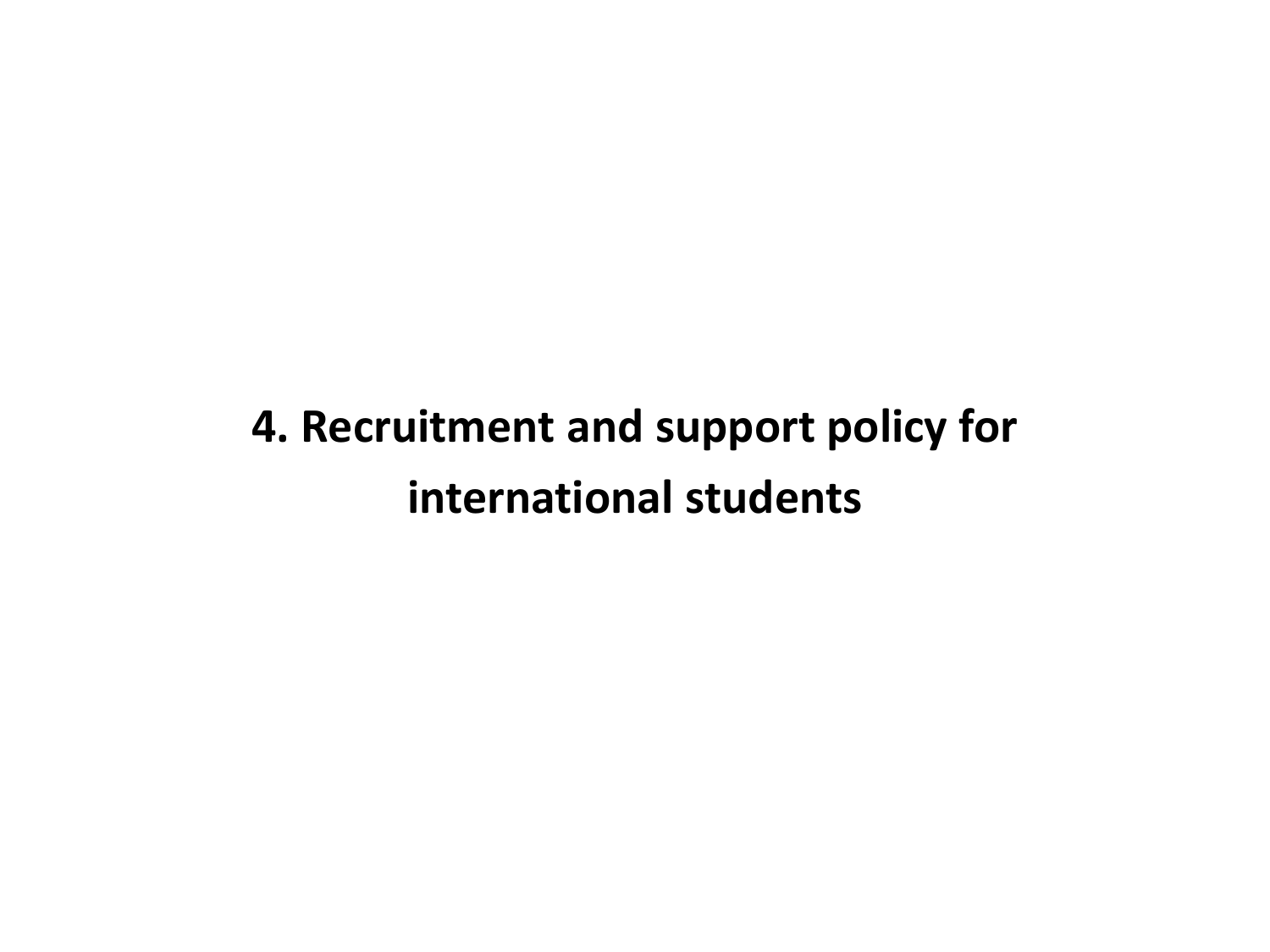# 4. Recruitment and support policy for international students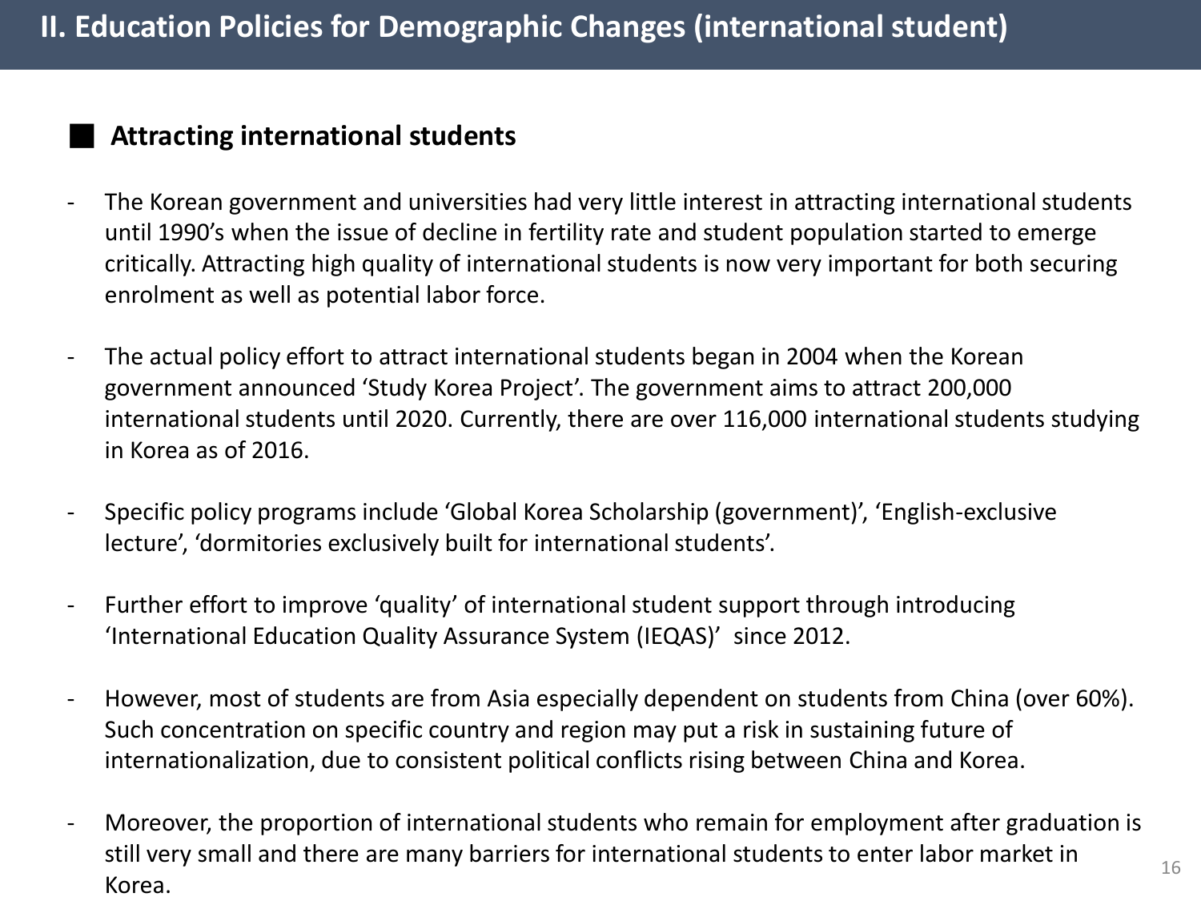# II. Education Policies for Demographic Changes (international student)

## ■ Attracting international students

- The Korean government and universities had very little interest in attracting international students until 1990's when the issue of decline in fertility rate and student population started to emerge critically. Attracting high quality of international students is now very important for both securing enrolment as well as potential labor force.

- The actual policy effort to attract international students began in 2004 when the Korean government announced 'Study Korea Project'. The government aims to attract 200,000 international students until 2020. Currently, there are over 116,000 international students studying in Korea as of 2016.

- Specific policy programs include 'Global Korea Scholarship (government)', 'English-exclusive lecture', 'dormitories exclusively built for international students'.

- Further effort to improve 'quality' of international student support through introducing 'International Education Quality Assurance System (IEQAS)' since 2012.

- However, most of students are from Asia especially dependent on students from China (over 60%). Such concentration on specific country and region may put a risk in sustaining future of internationalization, due to consistent political conflicts rising between China and Korea.

- Moreover, the proportion of international students who remain for employment after graduation is still very small and there are many barriers for international students to enter labor market in Korea.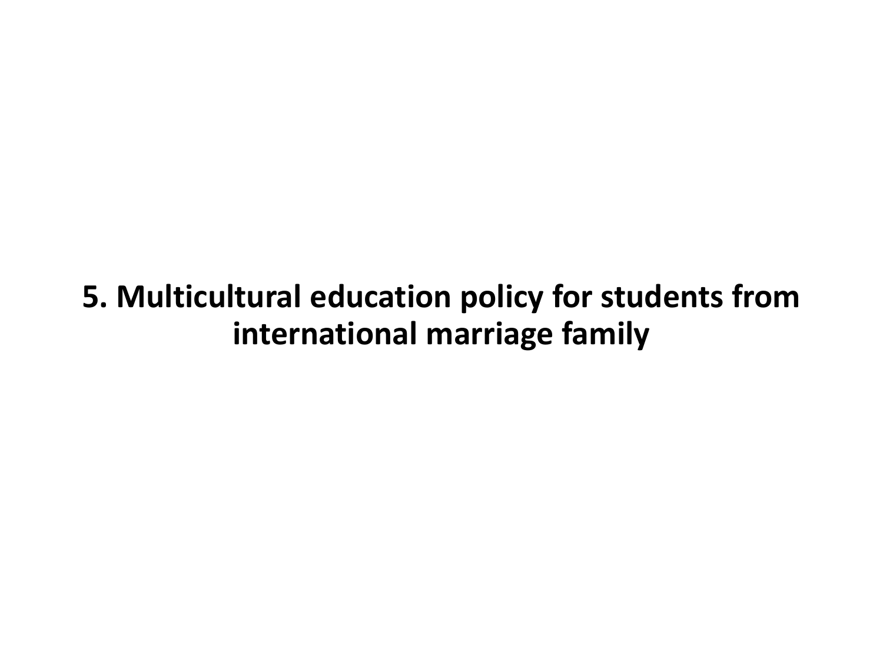# 5. Multicultural education policy for students from international marriage family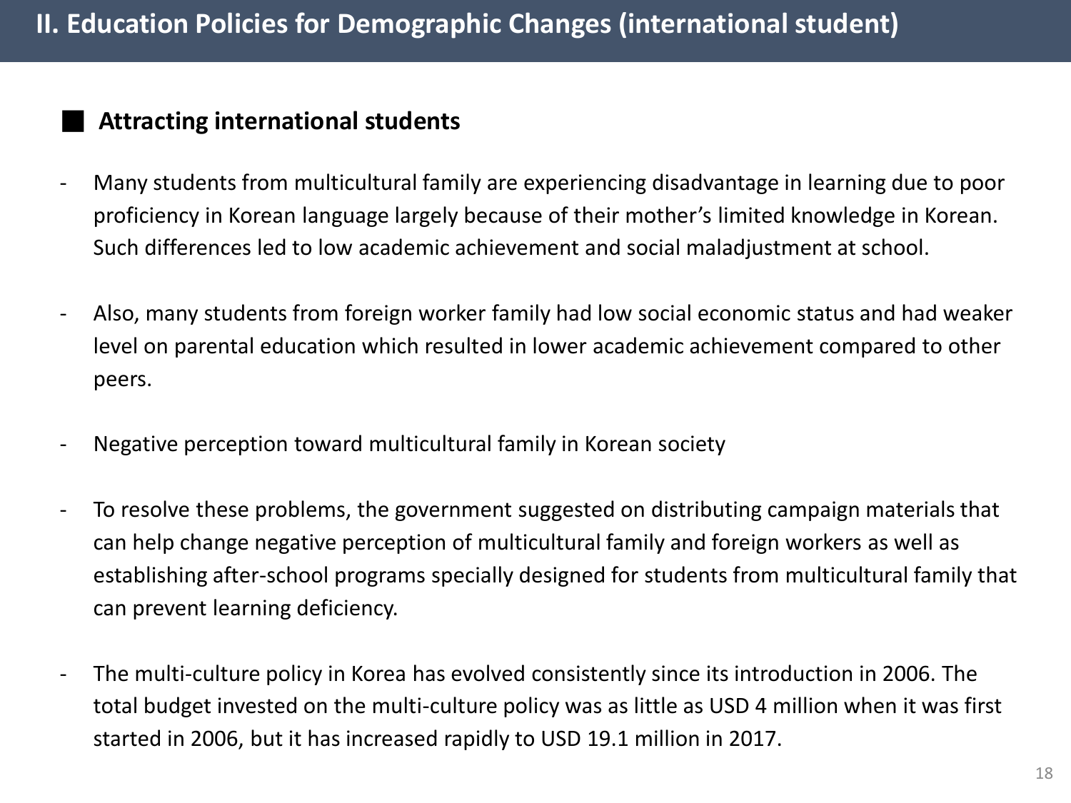## II. Education Policies for Demographic Changes (international student)

### ■ Attracting international students

- Many students from multicultural family are experiencing disadvantage in learning due to poor proficiency in Korean language largely because of their mother's limited knowledge in Korean. Such differences led to low academic achievement and social maladjustment at school.

- Also, many students from foreign worker family had low social economic status and had weaker level on parental education which resulted in lower academic achievement compared to other peers.

- Negative perception toward multicultural family in Korean society

- To resolve these problems, the government suggested on distributing campaign materials that can help change negative perception of multicultural family and foreign workers as well as establishing after-school programs specially designed for students from multicultural family that can prevent learning deficiency.

- The multi-culture policy in Korea has evolved consistently since its introduction in 2006. The total budget invested on the multi-culture policy was as little as USD 4 million when it was first started in 2006, but it has increased rapidly to USD 19.1 million in 2017.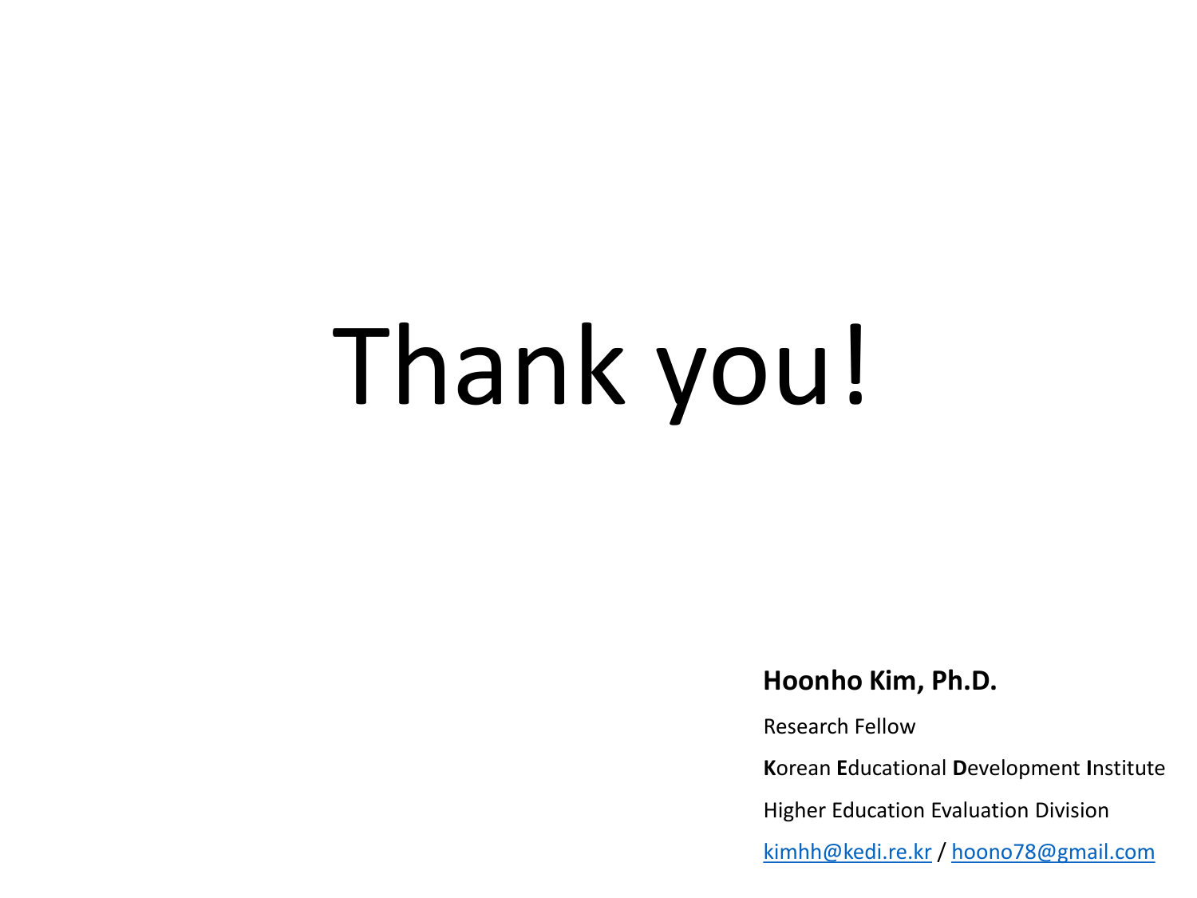# Thank you!

**Hoonho Kim, Ph.D.**

Research Fellow

**K**orean **E**ducational **D**evelopment **I**nstitute

Higher Education Evaluation Division

kimhh@kedi.re.kr / hoono78@gmail.com